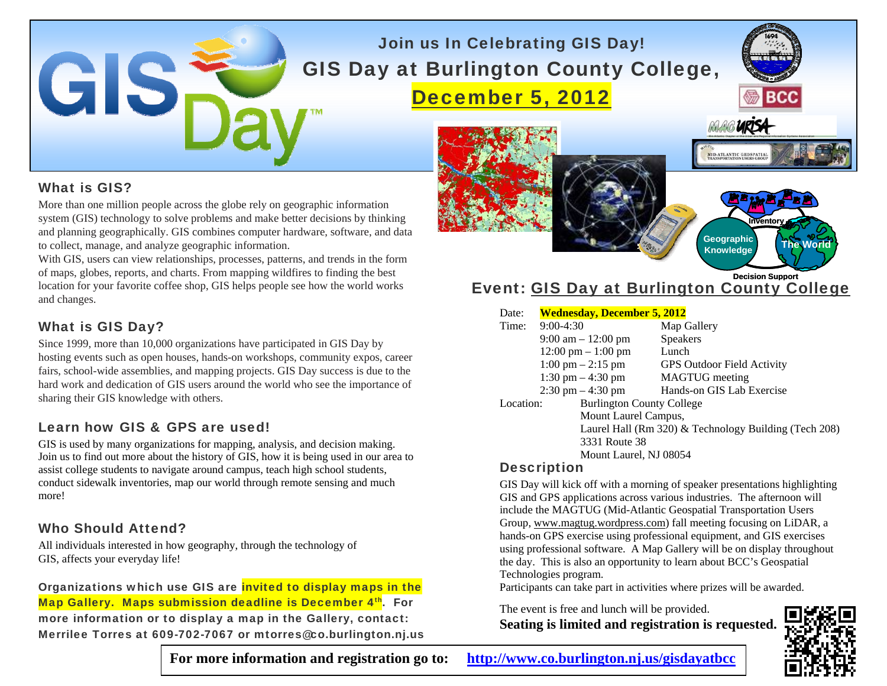# Join us In Celebrating GIS Day!

## GIS Day at Burlington County College,

## December 5, 2012

### What is GIS?

More than one million people across the globe rely on geographic information system (GIS) technology to solve problems and make better decisions by thinking and planning geographically. GIS combines computer hardware, software, and data to collect, manage, and analyze geographic information.

With GIS, users can view relationships, processes, patterns, and trends in the form of maps, globes, reports, and charts. From mapping wildfires to finding the best location for your favorite coffee shop, GIS helps people see how the world works and changes.

### What is GIS Day?

Since 1999, more than 10,000 organizations have participated in GIS Day by hosting events such as open houses, hands-on workshops, community expos, career fairs, school-wide assemblies, and mapping projects. GIS Day success is due to the hard work and dedication of GIS users around the world who see the importance of sharing their GIS knowledge with others.

### Learn how GIS & GPS are used!

GIS is used by many organizations for mapping, analysis, and decision making. Join us to find out more about the history of GIS, how it is being used in our area to assist college students to navigate around campus, teach high school students, conduct sidewalk inventories, map our world through remote sensing and much more!

### Who Should Attend?

All individuals interested in how geography, through the technology of GIS, affects your everyday life!

**Organizations which use GIS are invited to display maps in the Map Gallery. Maps submission deadline is December 4th. For more information or to display a map in the Gallery, contact: Merrilee Torres at 609-702-7067 or mtorres@co.burlington.nj.us**

### Event: GIS Day at Burlington County College

Date: **Wednesday, December 5, 2012**

Time:

| Time | Activity |
|---|---|
| 9:00-4:30 | Map Gallery |
| 9:00 am – 12:00 pm | Speakers |
| 12:00 pm – 1:00 pm | Lunch |
| 1:00 pm – 2:15 pm | GPS Outdoor Field Activity |
| 1:30 pm – 4:30 pm | MAGTUG meeting |
| 2:30 pm – 4:30 pm | Hands-on GIS Lab Exercise |

Location: Burlington County College
Mount Laurel Campus,
Laurel Hall (Rm 320) & Technology Building (Tech 208)
3331 Route 38
Mount Laurel, NJ 08054

### Description

GIS Day will kick off with a morning of speaker presentations highlighting GIS and GPS applications across various industries. The afternoon will include the MAGTUG (Mid-Atlantic Geospatial Transportation Users Group, www.magtug.wordpress.com) fall meeting focusing on LiDAR, a hands-on GPS exercise using professional equipment, and GIS exercises using professional software. A Map Gallery will be on display throughout the day. This is also an opportunity to learn about BCC's Geospatial Technologies program.

Participants can take part in activities where prizes will be awarded.

The event is free and lunch will be provided.

**Seating is limited and registration is requested.**

**For more information and registration go to: http://www.co.burlington.nj.us/gisdayatbcc**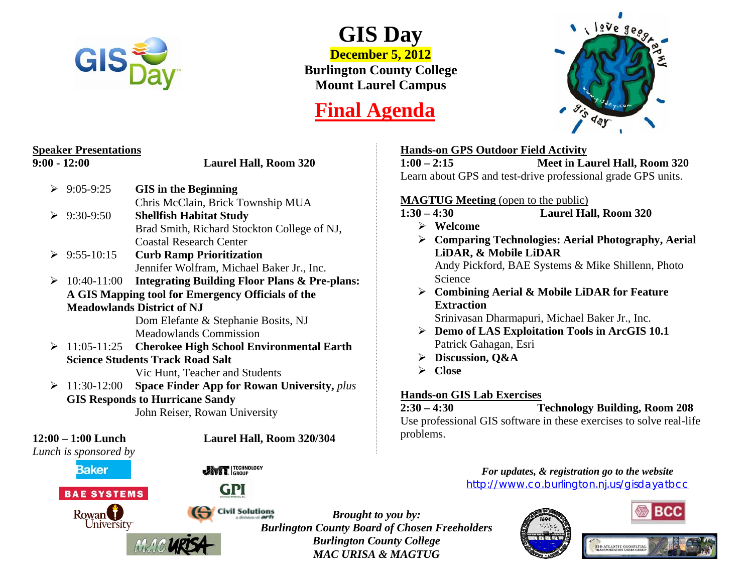# GIS Day

**December 5, 2012**

**Burlington County College**
**Mount Laurel Campus**

## Final Agenda

### Speaker Presentations

**9:00 - 12:00** **Laurel Hall, Room 320**

- 9:05-9:25 **GIS in the Beginning**
  Chris McClain, Brick Township MUA
- 9:30-9:50 **Shellfish Habitat Study**
  Brad Smith, Richard Stockton College of NJ, Coastal Research Center
- 9:55-10:15 **Curb Ramp Prioritization**
  Jennifer Wolfram, Michael Baker Jr., Inc.
- 10:40-11:00 **Integrating Building Floor Plans & Pre-plans: A GIS Mapping tool for Emergency Officials of the Meadowlands District of NJ**
  Dom Elefante & Stephanie Bosits, NJ Meadowlands Commission
- 11:05-11:25 **Cherokee High School Environmental Earth Science Students Track Road Salt**
  Vic Hunt, Teacher and Students
- 11:30-12:00 **Space Finder App for Rowan University,** *plus* **GIS Responds to Hurricane Sandy**
  John Reiser, Rowan University

**12:00 – 1:00 Lunch** **Laurel Hall, Room 320/304**

*Lunch is sponsored by*

### Hands-on GPS Outdoor Field Activity

**1:00 – 2:15** **Meet in Laurel Hall, Room 320**

Learn about GPS and test-drive professional grade GPS units.

### MAGTUG Meeting (open to the public)

**1:30 – 4:30** **Laurel Hall, Room 320**

- **Welcome**
- **Comparing Technologies: Aerial Photography, Aerial LiDAR, & Mobile LiDAR**
  Andy Pickford, BAE Systems & Mike Shillenn, Photo Science
- **Combining Aerial & Mobile LiDAR for Feature Extraction**
  Srinivasan Dharmapuri, Michael Baker Jr., Inc.
- **Demo of LAS Exploitation Tools in ArcGIS 10.1**
  Patrick Gahagan, Esri
- **Discussion, Q&A**
- **Close**

### Hands-on GIS Lab Exercises

**2:30 – 4:30** **Technology Building, Room 208**

Use professional GIS software in these exercises to solve real-life problems.

*For updates, & registration go to the website*
http://www.co.burlington.nj.us/gisdayatbcc

*Brought to you by:*
*Burlington County Board of Chosen Freeholders*
*Burlington County College*
*MAC URISA & MAGTUG*